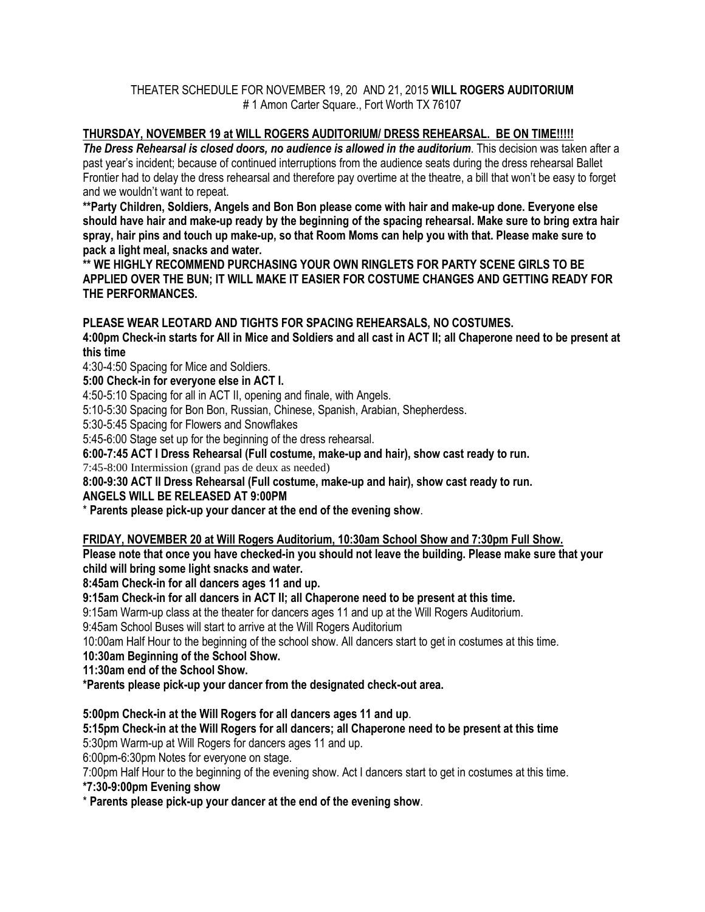THEATER SCHEDULE FOR NOVEMBER 19, 20 AND 21, 2015 **WILL ROGERS AUDITORIUM**
# 1 Amon Carter Square., Fort Worth TX 76107

**THURSDAY, NOVEMBER 19 at WILL ROGERS AUDITORIUM/ DRESS REHEARSAL. BE ON TIME!!!!!**

***The Dress Rehearsal is closed doors, no audience is allowed in the auditorium***. This decision was taken after a past year's incident; because of continued interruptions from the audience seats during the dress rehearsal Ballet Frontier had to delay the dress rehearsal and therefore pay overtime at the theatre, a bill that won't be easy to forget and we wouldn't want to repeat.

**\*\*Party Children, Soldiers, Angels and Bon Bon please come with hair and make-up done. Everyone else should have hair and make-up ready by the beginning of the spacing rehearsal. Make sure to bring extra hair spray, hair pins and touch up make-up, so that Room Moms can help you with that. Please make sure to pack a light meal, snacks and water.**

**\*\* WE HIGHLY RECOMMEND PURCHASING YOUR OWN RINGLETS FOR PARTY SCENE GIRLS TO BE APPLIED OVER THE BUN; IT WILL MAKE IT EASIER FOR COSTUME CHANGES AND GETTING READY FOR THE PERFORMANCES.**

**PLEASE WEAR LEOTARD AND TIGHTS FOR SPACING REHEARSALS, NO COSTUMES.**

**4:00pm Check-in starts for All in Mice and Soldiers and all cast in ACT II; all Chaperone need to be present at this time**

4:30-4:50 Spacing for Mice and Soldiers.

**5:00 Check-in for everyone else in ACT I.**

4:50-5:10 Spacing for all in ACT II, opening and finale, with Angels.

5:10-5:30 Spacing for Bon Bon, Russian, Chinese, Spanish, Arabian, Shepherdess.

5:30-5:45 Spacing for Flowers and Snowflakes

5:45-6:00 Stage set up for the beginning of the dress rehearsal.

**6:00-7:45 ACT I Dress Rehearsal (Full costume, make-up and hair), show cast ready to run.**

7:45-8:00 Intermission (grand pas de deux as needed)

**8:00-9:30 ACT II Dress Rehearsal (Full costume, make-up and hair), show cast ready to run.**

**ANGELS WILL BE RELEASED AT 9:00PM**

\* **Parents please pick-up your dancer at the end of the evening show**.

**FRIDAY, NOVEMBER 20 at Will Rogers Auditorium, 10:30am School Show and 7:30pm Full Show.**

**Please note that once you have checked-in you should not leave the building. Please make sure that your child will bring some light snacks and water.**

**8:45am Check-in for all dancers ages 11 and up.**

**9:15am Check-in for all dancers in ACT II; all Chaperone need to be present at this time.**

9:15am Warm-up class at the theater for dancers ages 11 and up at the Will Rogers Auditorium.

9:45am School Buses will start to arrive at the Will Rogers Auditorium

10:00am Half Hour to the beginning of the school show. All dancers start to get in costumes at this time.

**10:30am Beginning of the School Show.**

**11:30am end of the School Show.**

**\*Parents please pick-up your dancer from the designated check-out area.**

**5:00pm Check-in at the Will Rogers for all dancers ages 11 and up**.

**5:15pm Check-in at the Will Rogers for all dancers; all Chaperone need to be present at this time**

5:30pm Warm-up at Will Rogers for dancers ages 11 and up.

6:00pm-6:30pm Notes for everyone on stage.

7:00pm Half Hour to the beginning of the evening show. Act I dancers start to get in costumes at this time.

**\*7:30-9:00pm Evening show**

\* **Parents please pick-up your dancer at the end of the evening show**.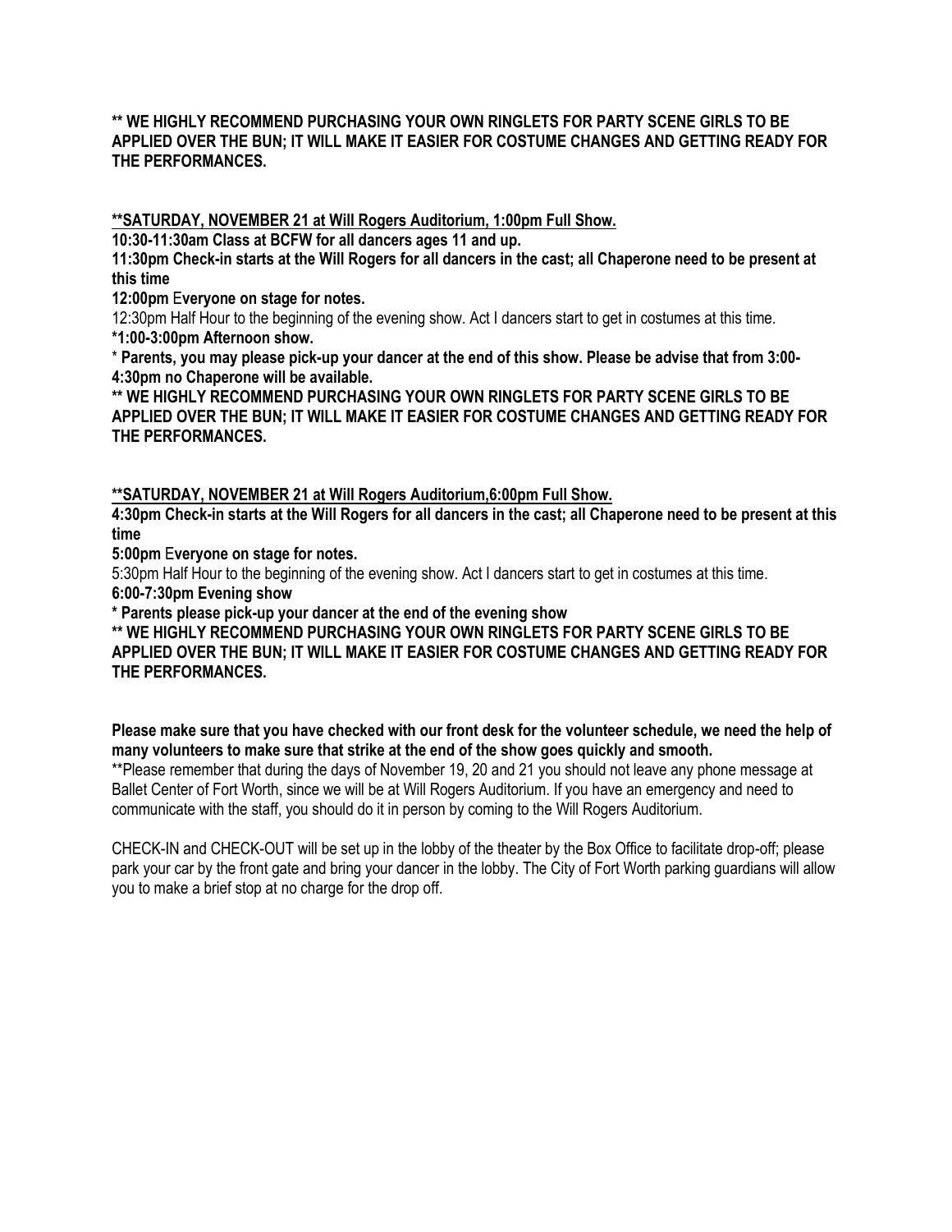**** WE HIGHLY RECOMMEND PURCHASING YOUR OWN RINGLETS FOR PARTY SCENE GIRLS TO BE APPLIED OVER THE BUN; IT WILL MAKE IT EASIER FOR COSTUME CHANGES AND GETTING READY FOR THE PERFORMANCES.**

**<u>**SATURDAY, NOVEMBER 21 at Will Rogers Auditorium, 1:00pm Full Show.</u>**

**10:30-11:30am Class at BCFW for all dancers ages 11 and up.**

**11:30pm Check-in starts at the Will Rogers for all dancers in the cast; all Chaperone need to be present at this time**

**12:00pm** E**veryone on stage for notes.**

12:30pm Half Hour to the beginning of the evening show. Act I dancers start to get in costumes at this time.

***1:00-3:00pm Afternoon show.**

\* **Parents, you may please pick-up your dancer at the end of this show. Please be advise that from 3:00-4:30pm no Chaperone will be available.**

**** WE HIGHLY RECOMMEND PURCHASING YOUR OWN RINGLETS FOR PARTY SCENE GIRLS TO BE APPLIED OVER THE BUN; IT WILL MAKE IT EASIER FOR COSTUME CHANGES AND GETTING READY FOR THE PERFORMANCES.**

**<u>**SATURDAY, NOVEMBER 21 at Will Rogers Auditorium,6:00pm Full Show.</u>**

**4:30pm Check-in starts at the Will Rogers for all dancers in the cast; all Chaperone need to be present at this time**

**5:00pm** E**veryone on stage for notes.**

5:30pm Half Hour to the beginning of the evening show. Act I dancers start to get in costumes at this time.

**6:00-7:30pm Evening show**

**\* Parents please pick-up your dancer at the end of the evening show**

**** WE HIGHLY RECOMMEND PURCHASING YOUR OWN RINGLETS FOR PARTY SCENE GIRLS TO BE APPLIED OVER THE BUN; IT WILL MAKE IT EASIER FOR COSTUME CHANGES AND GETTING READY FOR THE PERFORMANCES.**

**Please make sure that you have checked with our front desk for the volunteer schedule, we need the help of many volunteers to make sure that strike at the end of the show goes quickly and smooth.**

**Please remember that during the days of November 19, 20 and 21 you should not leave any phone message at Ballet Center of Fort Worth, since we will be at Will Rogers Auditorium. If you have an emergency and need to communicate with the staff, you should do it in person by coming to the Will Rogers Auditorium.

CHECK-IN and CHECK-OUT will be set up in the lobby of the theater by the Box Office to facilitate drop-off; please park your car by the front gate and bring your dancer in the lobby. The City of Fort Worth parking guardians will allow you to make a brief stop at no charge for the drop off.